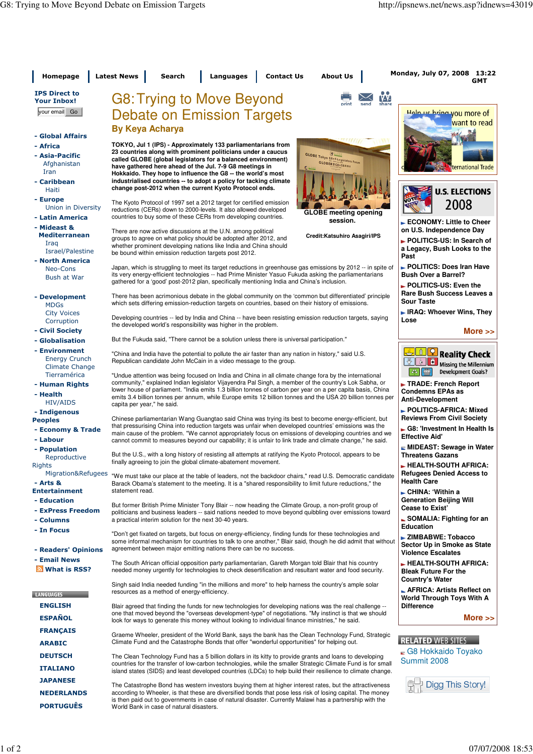# G8: Trying to Move Beyond Debate on Emission Targets

**By Keya Acharya**

**TOKYO, Jul 1 (IPS) - Approximately 133 parliamentarians from 23 countries along with prominent politicians under a caucus called GLOBE (global legislators for a balanced environment) have gathered here ahead of the Jul. 7-9 G8 meetings in Hokkaido. They hope to influence the G8 -- the world's most industrialised countries -- to adopt a policy for tacking climate change post-2012 when the current Kyoto Protocol ends.**

GLOBE meeting opening session.

Credit:Katsuhiro Asagiri/IPS

The Kyoto Protocol of 1997 set a 2012 target for certified emission reductions (CERs) down to 2000-levels. It also allowed developed countries to buy some of these CERs from developing countries.

There are now active discussions at the U.N. among political groups to agree on what policy should be adopted after 2012, and whether prominent developing nations like India and China should be bound within emission reduction targets post 2012.

Japan, which is struggling to meet its target reductions in greenhouse gas emissions by 2012 -- in spite of its very energy-efficient technologies -- had Prime Minister Yasuo Fukuda asking the parliamentarians gathered for a 'good' post-2012 plan, specifically mentioning India and China's inclusion.

There has been acrimonious debate in the global community on the 'common but differentiated' principle which sets differing emission-reduction targets on countries, based on their history of emissions.

Developing countries -- led by India and China -- have been resisting emission reduction targets, saying the developed world's responsibility was higher in the problem.

But the Fukuda said, "There cannot be a solution unless there is universal participation."

"China and India have the potential to pollute the air faster than any nation in history," said U.S. Republican candidate John McCain in a video message to the group.

"Undue attention was being focused on India and China in all climate change fora by the international community," explained Indian legislator Vijayendra Pal Singh, a member of the country's Lok Sabha, or lower house of parliament. "India emits 1.3 billion tonnes of carbon per year on a per capita basis, China emits 3.4 billion tonnes per annum, while Europe emits 12 billion tonnes and the USA 20 billion tonnes per capita per year," he said.

Chinese parliamentarian Wang Guangtao said China was trying its best to become energy-efficient, but that pressurising China into reduction targets was unfair when developed countries' emissions was the main cause of the problem. "We cannot appropriately focus on emissions of developing countries and we cannot commit to measures beyond our capability; it is unfair to link trade and climate change," he said.

But the U.S., with a long history of resisting all attempts at ratifying the Kyoto Protocol, appears to be finally agreeing to join the global climate-abatement movement.

"We must take our place at the table of leaders, not the backdoor chairs," read U.S. Democratic candidate Barack Obama's statement to the meeting. It is a "shared responsibility to limit future reductions," the statement read.

But former British Prime Minister Tony Blair -- now heading the Climate Group, a non-profit group of politicians and business leaders -- said nations needed to move beyond quibbling over emissions toward a practical interim solution for the next 30-40 years.

"Don't get fixated on targets, but focus on energy-efficiency, finding funds for these technologies and some informal mechanism for countries to talk to one another," Blair said, though he did admit that without agreement between major emitting nations there can be no success.

The South African official opposition party parliamentarian, Gareth Morgan told Blair that his country needed money urgently for technologies to check desertification and resultant water and food security.

Singh said India needed funding "in the millions and more" to help harness the country's ample solar resources as a method of energy-efficiency.

Blair agreed that finding the funds for new technologies for developing nations was the real challenge -- one that moved beyond the "overseas development-type" of negotiations. "My instinct is that we should look for ways to generate this money without looking to individual finance ministries," he said.

Graeme Wheeler, president of the World Bank, says the bank has the Clean Technology Fund, Strategic Climate Fund and the Catastrophe Bonds that offer "wonderful opportunities" for helping out.

The Clean Technology Fund has a 5 billion dollars in its kitty to provide grants and loans to developing countries for the transfer of low-carbon technologies, while the smaller Strategic Climate Fund is for small island states (SIDS) and least developed countries (LDCs) to help build their resilience to climate change.

The Catastrophe Bond has western investors buying them at higher interest rates, but the attractiveness according to Wheeler, is that these are diversified bonds that pose less risk of losing capital. The money is then paid out to governments in case of natural disaster. Currently Malawi has a partnership with the World Bank in case of natural disasters.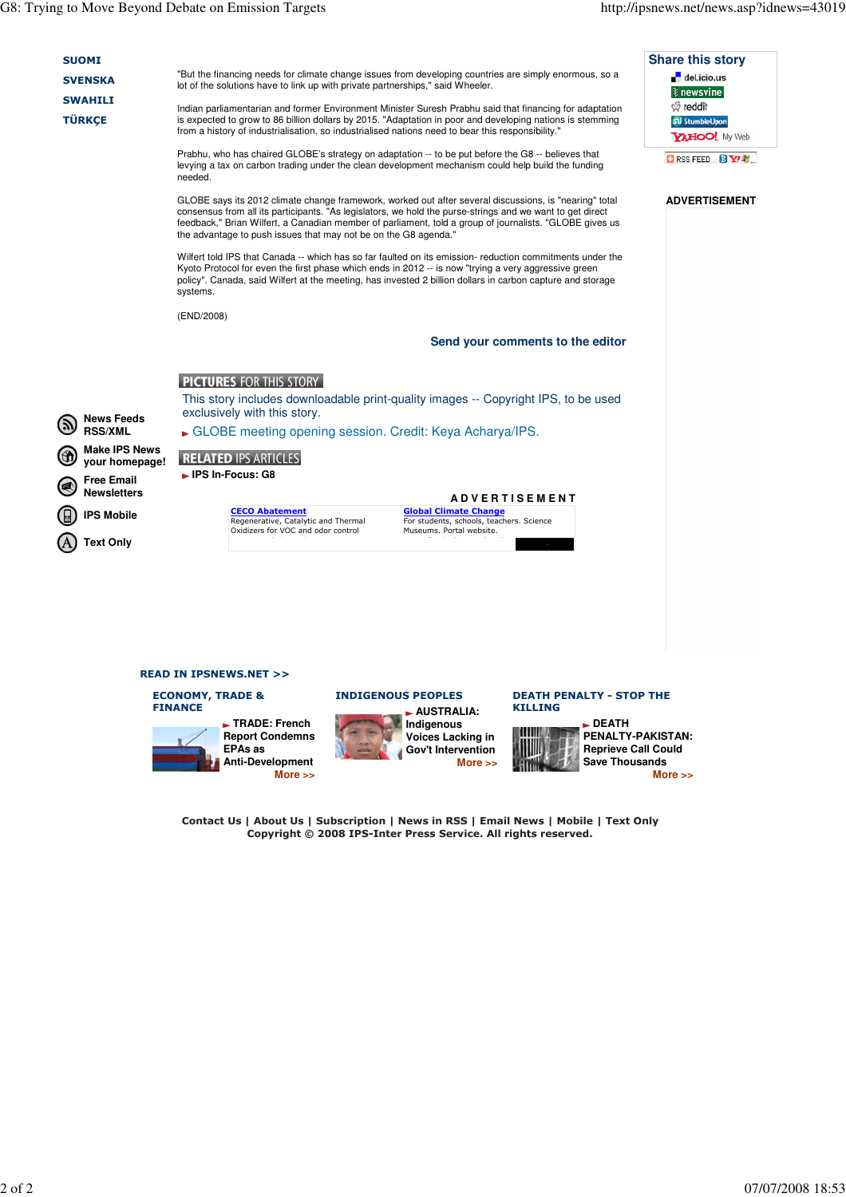"But the financing needs for climate change issues from developing countries are simply enormous, so a lot of the solutions have to link up with private partnerships," said Wheeler.

Indian parliamentarian and former Environment Minister Suresh Prabhu said that financing for adaptation is expected to grow to 86 billion dollars by 2015. "Adaptation in poor and developing nations is stemming from a history of industrialisation, so industrialised nations need to bear this responsibility."

Prabhu, who has chaired GLOBE's strategy on adaptation -- to be put before the G8 -- believes that levying a tax on carbon trading under the clean development mechanism could help build the funding needed.

GLOBE says its 2012 climate change framework, worked out after several discussions, is "nearing" total consensus from all its participants. "As legislators, we hold the purse-strings and we want to get direct feedback," Brian Wilfert, a Canadian member of parliament, told a group of journalists. "GLOBE gives us the advantage to push issues that may not be on the G8 agenda."

Wilfert told IPS that Canada -- which has so far faulted on its emission- reduction commitments under the Kyoto Protocol for even the first phase which ends in 2012 -- is now "trying a very aggressive green policy". Canada, said Wilfert at the meeting, has invested 2 billion dollars in carbon capture and storage systems.

(END/2008)

Send your comments to the editor

**PICTURES FOR THIS STORY**

This story includes downloadable print-quality images -- Copyright IPS, to be used exclusively with this story.

- GLOBE meeting opening session. Credit: Keya Acharya/IPS.

**RELATED IPS ARTICLES**

- IPS In-Focus: G8